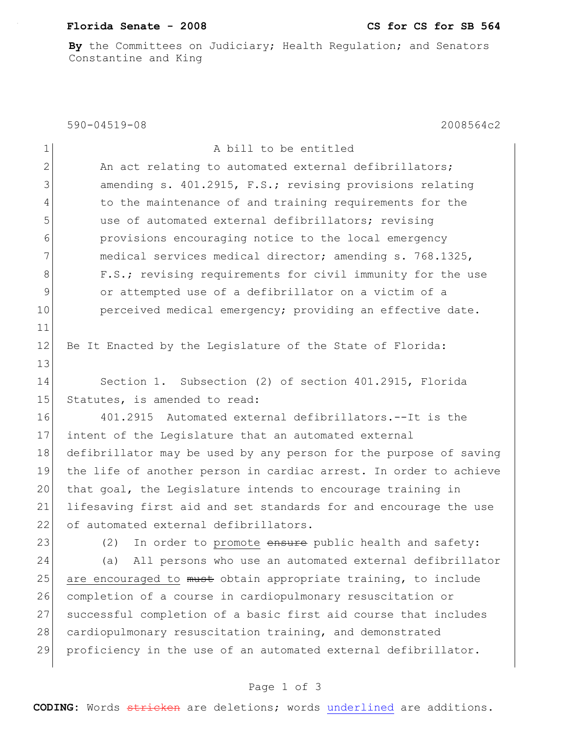**Florida Senate - 2008** **CS for CS for SB 564**

**By** the Committees on Judiciary; Health Regulation; and Senators Constantine and King

590-04519-08 2008564c2

A bill to be entitled

An act relating to automated external defibrillators; amending s. 401.2915, F.S.; revising provisions relating to the maintenance of and training requirements for the use of automated external defibrillators; revising provisions encouraging notice to the local emergency medical services medical director; amending s. 768.1325, F.S.; revising requirements for civil immunity for the use or attempted use of a defibrillator on a victim of a perceived medical emergency; providing an effective date.

Be It Enacted by the Legislature of the State of Florida:

Section 1. Subsection (2) of section 401.2915, Florida Statutes, is amended to read:

401.2915 Automated external defibrillators.--It is the intent of the Legislature that an automated external defibrillator may be used by any person for the purpose of saving the life of another person in cardiac arrest. In order to achieve that goal, the Legislature intends to encourage training in lifesaving first aid and set standards for and encourage the use of automated external defibrillators.

(2) In order to <u>promote</u> ~~ensure~~ public health and safety:

(a) All persons who use an automated external defibrillator <u>are encouraged to</u> ~~must~~ obtain appropriate training, to include completion of a course in cardiopulmonary resuscitation or successful completion of a basic first aid course that includes cardiopulmonary resuscitation training, and demonstrated proficiency in the use of an automated external defibrillator.

**CODING:** Words ~~stricken~~ are deletions; words <u>underlined</u> are additions.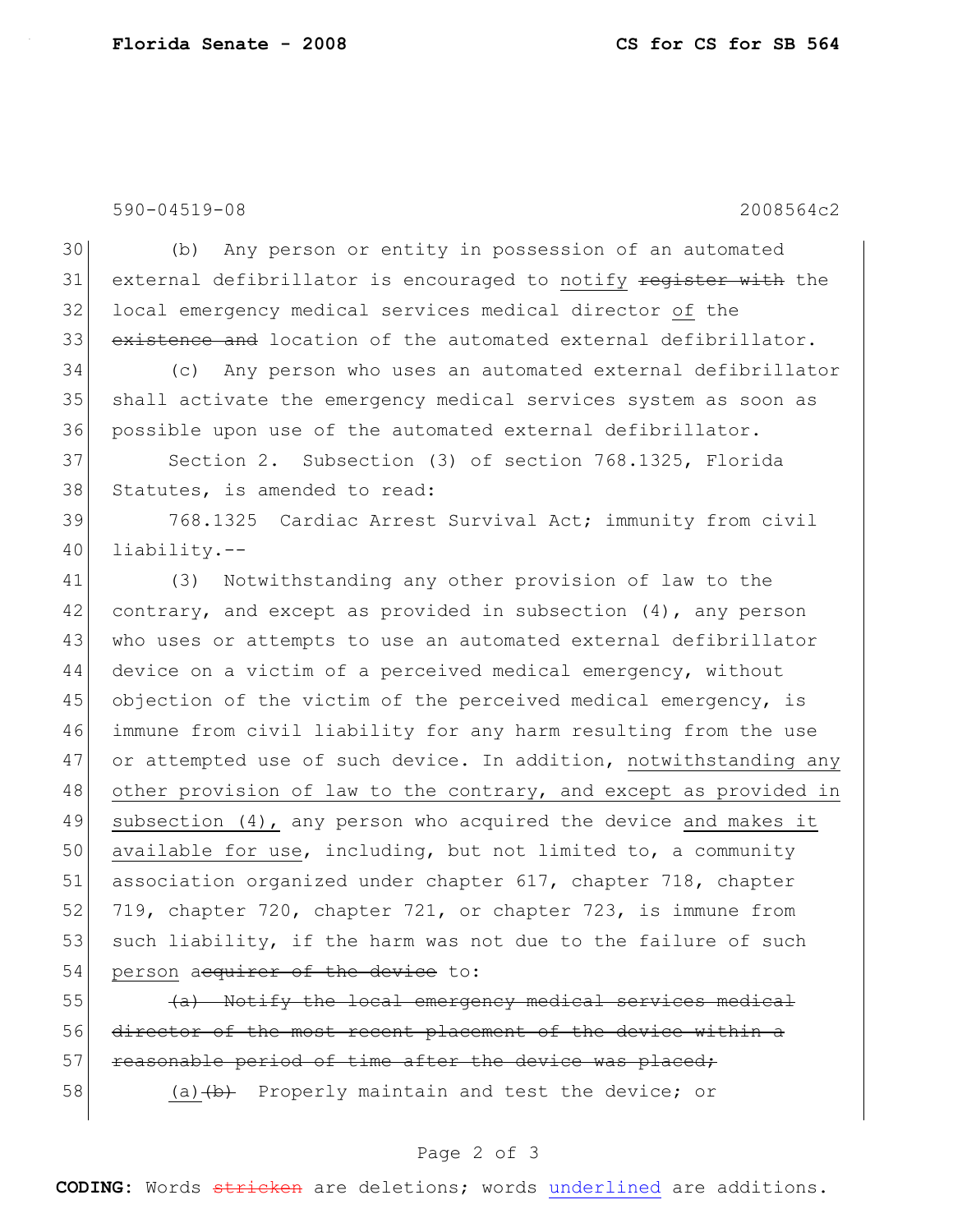(b) Any person or entity in possession of an automated external defibrillator is encouraged to <u>notify</u> ~~register with~~ the local emergency medical services medical director <u>of</u> the ~~existence and~~ location of the automated external defibrillator.

(c) Any person who uses an automated external defibrillator shall activate the emergency medical services system as soon as possible upon use of the automated external defibrillator.

Section 2. Subsection (3) of section 768.1325, Florida Statutes, is amended to read:

768.1325 Cardiac Arrest Survival Act; immunity from civil liability.--

(3) Notwithstanding any other provision of law to the contrary, and except as provided in subsection (4), any person who uses or attempts to use an automated external defibrillator device on a victim of a perceived medical emergency, without objection of the victim of the perceived medical emergency, is immune from civil liability for any harm resulting from the use or attempted use of such device. In addition, <u>notwithstanding any other provision of law to the contrary, and except as provided in subsection (4),</u> any person who acquired the device <u>and makes it available for use</u>, including, but not limited to, a community association organized under chapter 617, chapter 718, chapter 719, chapter 720, chapter 721, or chapter 723, is immune from such liability, if the harm was not due to the failure of such <u>person</u> ~~acquirer of the device~~ to:

~~(a) Notify the local emergency medical services medical director of the most recent placement of the device within a reasonable period of time after the device was placed;~~

<u>(a)</u>~~(b)~~ Properly maintain and test the device; or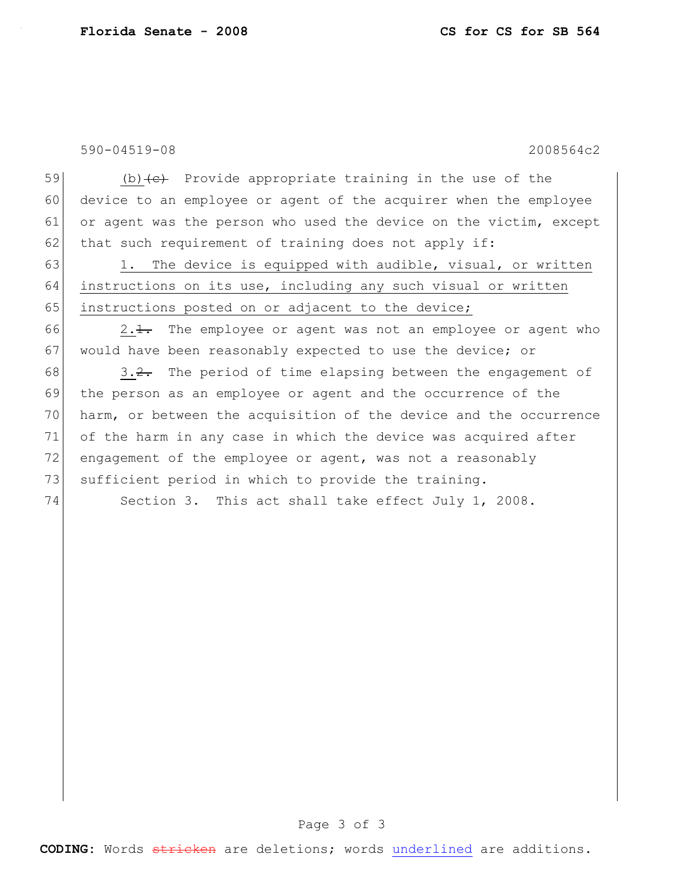590-04519-08 2008564c2

59 (b)~~(c)~~ Provide appropriate training in the use of the
60 device to an employee or agent of the acquirer when the employee
61 or agent was the person who used the device on the victim, except
62 that such requirement of training does not apply if:

63 <u>1. The device is equipped with audible, visual, or written</u>
64 <u>instructions on its use, including any such visual or written</u>
65 <u>instructions posted on or adjacent to the device;</u>

66 <u>2.</u>~~1.~~ The employee or agent was not an employee or agent who
67 would have been reasonably expected to use the device; or

68 <u>3.</u>~~2.~~ The period of time elapsing between the engagement of
69 the person as an employee or agent and the occurrence of the
70 harm, or between the acquisition of the device and the occurrence
71 of the harm in any case in which the device was acquired after
72 engagement of the employee or agent, was not a reasonably
73 sufficient period in which to provide the training.

74 Section 3. This act shall take effect July 1, 2008.

**CODING:** Words ~~stricken~~ are deletions; words <u>underlined</u> are additions.